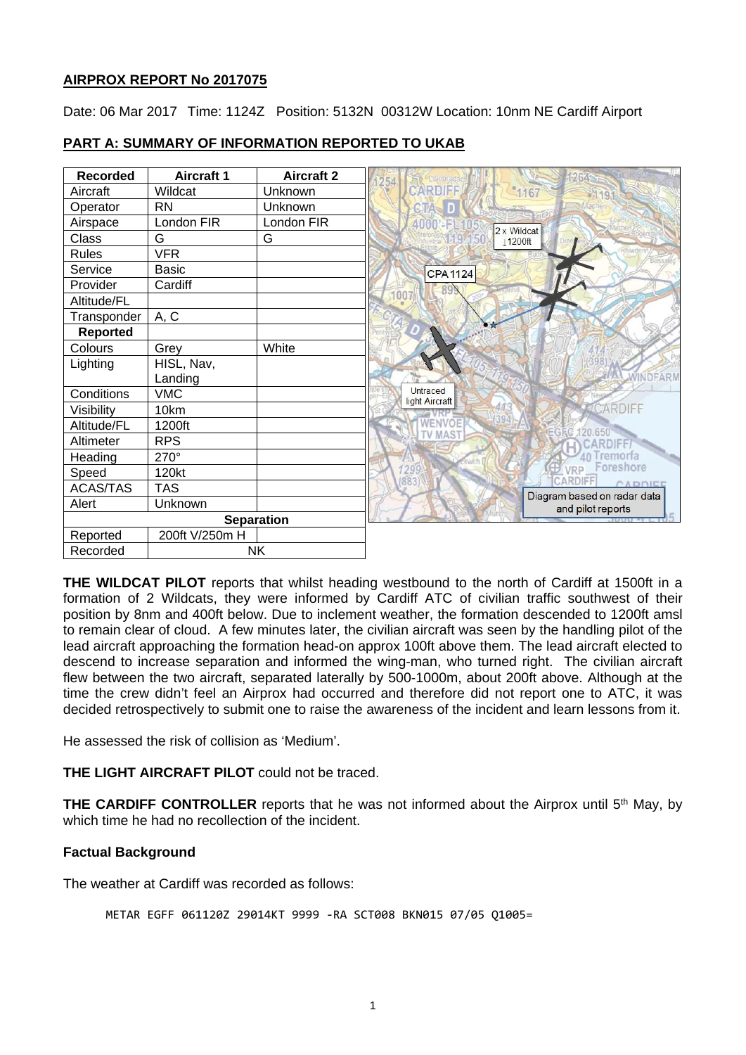**AIRPROX REPORT No 2017075**

Date: 06 Mar 2017 Time: 1124Z Position: 5132N 00312W Location: 10nm NE Cardiff Airport

**PART A: SUMMARY OF INFORMATION REPORTED TO UKAB**

| Recorded | Aircraft 1 | Aircraft 2 |
|---|---|---|
| Aircraft | Wildcat | Unknown |
| Operator | RN | Unknown |
| Airspace | London FIR | London FIR |
| Class | G | G |
| Rules | VFR | |
| Service | Basic | |
| Provider | Cardiff | |
| Altitude/FL | | |
| Transponder | A, C | |
| **Reported** | | |
| Colours | Grey | White |
| Lighting | HISL, Nav, Landing | |
| Conditions | VMC | |
| Visibility | 10km | |
| Altitude/FL | 1200ft | |
| Altimeter | RPS | |
| Heading | 270° | |
| Speed | 120kt | |
| ACAS/TAS | TAS | |
| Alert | Unknown | |
| **Separation** | | |
| Reported | 200ft V/250m H | |
| Recorded | NK | |

Diagram based on radar data and pilot reports

**THE WILDCAT PILOT** reports that whilst heading westbound to the north of Cardiff at 1500ft in a formation of 2 Wildcats, they were informed by Cardiff ATC of civilian traffic southwest of their position by 8nm and 400ft below. Due to inclement weather, the formation descended to 1200ft amsl to remain clear of cloud. A few minutes later, the civilian aircraft was seen by the handling pilot of the lead aircraft approaching the formation head-on approx 100ft above them. The lead aircraft elected to descend to increase separation and informed the wing-man, who turned right. The civilian aircraft flew between the two aircraft, separated laterally by 500-1000m, about 200ft above. Although at the time the crew didn't feel an Airprox had occurred and therefore did not report one to ATC, it was decided retrospectively to submit one to raise the awareness of the incident and learn lessons from it.

He assessed the risk of collision as 'Medium'.

**THE LIGHT AIRCRAFT PILOT** could not be traced.

**THE CARDIFF CONTROLLER** reports that he was not informed about the Airprox until 5th May, by which time he had no recollection of the incident.

**Factual Background**

The weather at Cardiff was recorded as follows:

```
METAR EGFF 061120Z 29014KT 9999 -RA SCT008 BKN015 07/05 Q1005=
```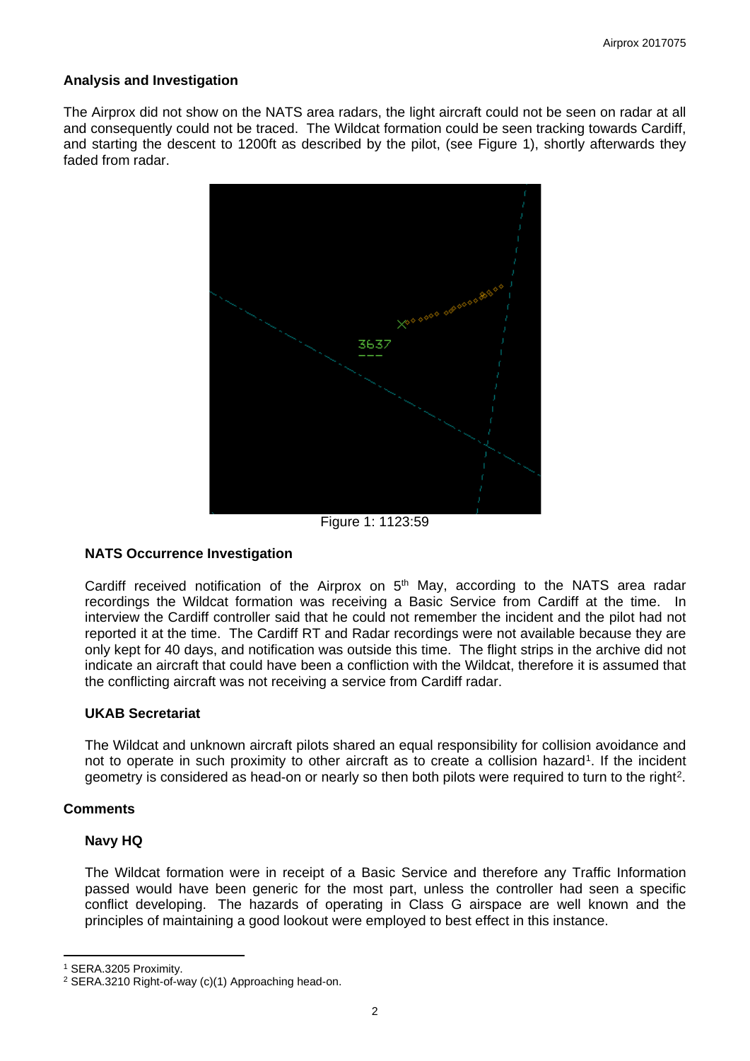**Analysis and Investigation**

The Airprox did not show on the NATS area radars, the light aircraft could not be seen on radar at all and consequently could not be traced. The Wildcat formation could be seen tracking towards Cardiff, and starting the descent to 1200ft as described by the pilot, (see Figure 1), shortly afterwards they faded from radar.

Figure 1: 1123:59

**NATS Occurrence Investigation**

Cardiff received notification of the Airprox on 5th May, according to the NATS area radar recordings the Wildcat formation was receiving a Basic Service from Cardiff at the time. In interview the Cardiff controller said that he could not remember the incident and the pilot had not reported it at the time. The Cardiff RT and Radar recordings were not available because they are only kept for 40 days, and notification was outside this time. The flight strips in the archive did not indicate an aircraft that could have been a confliction with the Wildcat, therefore it is assumed that the conflicting aircraft was not receiving a service from Cardiff radar.

**UKAB Secretariat**

The Wildcat and unknown aircraft pilots shared an equal responsibility for collision avoidance and not to operate in such proximity to other aircraft as to create a collision hazard[1]. If the incident geometry is considered as head-on or nearly so then both pilots were required to turn to the right[2].

**Comments**

**Navy HQ**

The Wildcat formation were in receipt of a Basic Service and therefore any Traffic Information passed would have been generic for the most part, unless the controller had seen a specific conflict developing. The hazards of operating in Class G airspace are well known and the principles of maintaining a good lookout were employed to best effect in this instance.

[1] SERA.3205 Proximity.

[2] SERA.3210 Right-of-way (c)(1) Approaching head-on.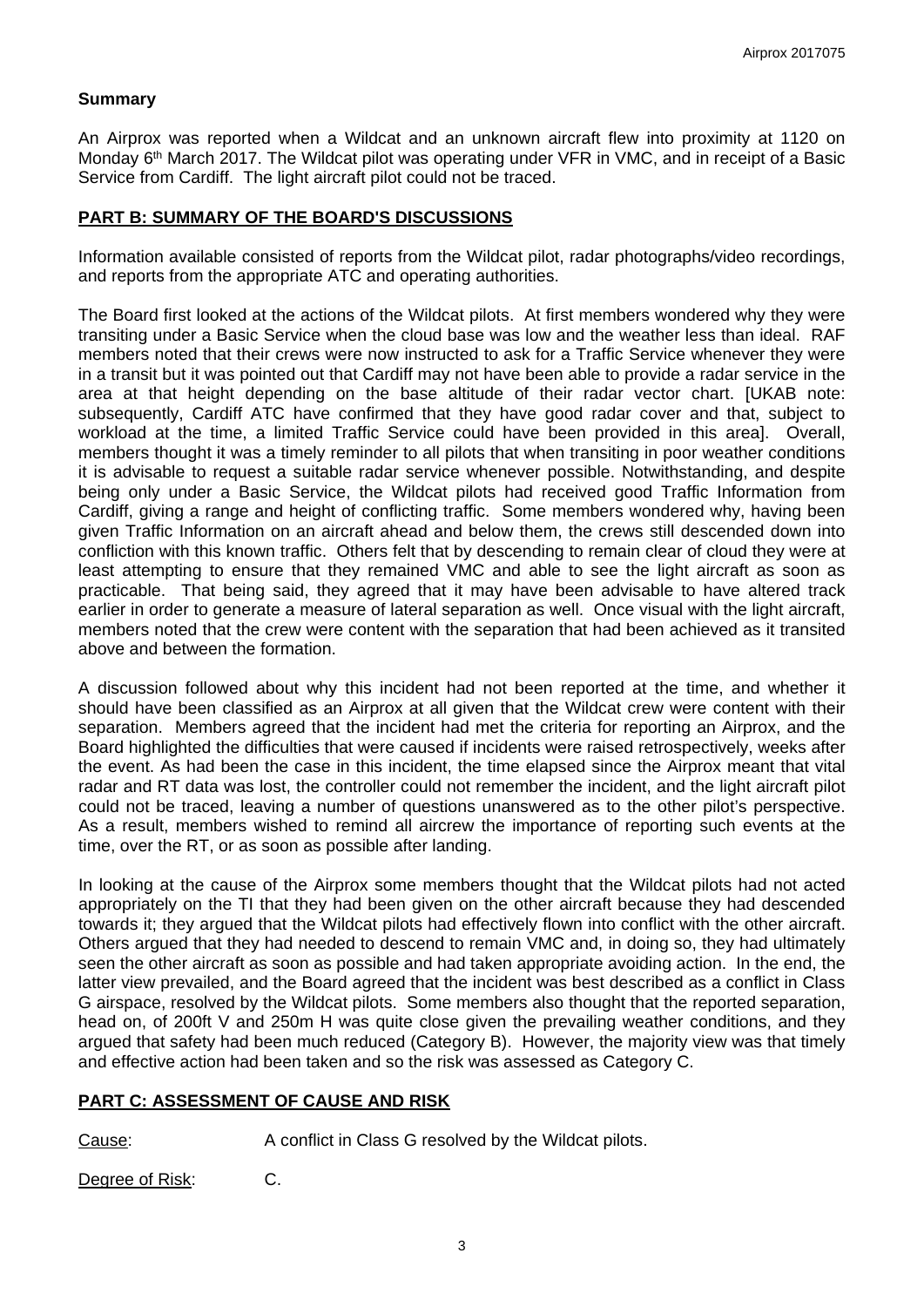## Summary

An Airprox was reported when a Wildcat and an unknown aircraft flew into proximity at 1120 on Monday 6th March 2017. The Wildcat pilot was operating under VFR in VMC, and in receipt of a Basic Service from Cardiff. The light aircraft pilot could not be traced.

## PART B: SUMMARY OF THE BOARD'S DISCUSSIONS

Information available consisted of reports from the Wildcat pilot, radar photographs/video recordings, and reports from the appropriate ATC and operating authorities.

The Board first looked at the actions of the Wildcat pilots. At first members wondered why they were transiting under a Basic Service when the cloud base was low and the weather less than ideal. RAF members noted that their crews were now instructed to ask for a Traffic Service whenever they were in a transit but it was pointed out that Cardiff may not have been able to provide a radar service in the area at that height depending on the base altitude of their radar vector chart. [UKAB note: subsequently, Cardiff ATC have confirmed that they have good radar cover and that, subject to workload at the time, a limited Traffic Service could have been provided in this area]. Overall, members thought it was a timely reminder to all pilots that when transiting in poor weather conditions it is advisable to request a suitable radar service whenever possible. Notwithstanding, and despite being only under a Basic Service, the Wildcat pilots had received good Traffic Information from Cardiff, giving a range and height of conflicting traffic. Some members wondered why, having been given Traffic Information on an aircraft ahead and below them, the crews still descended down into confliction with this known traffic. Others felt that by descending to remain clear of cloud they were at least attempting to ensure that they remained VMC and able to see the light aircraft as soon as practicable. That being said, they agreed that it may have been advisable to have altered track earlier in order to generate a measure of lateral separation as well. Once visual with the light aircraft, members noted that the crew were content with the separation that had been achieved as it transited above and between the formation.

A discussion followed about why this incident had not been reported at the time, and whether it should have been classified as an Airprox at all given that the Wildcat crew were content with their separation. Members agreed that the incident had met the criteria for reporting an Airprox, and the Board highlighted the difficulties that were caused if incidents were raised retrospectively, weeks after the event. As had been the case in this incident, the time elapsed since the Airprox meant that vital radar and RT data was lost, the controller could not remember the incident, and the light aircraft pilot could not be traced, leaving a number of questions unanswered as to the other pilot's perspective. As a result, members wished to remind all aircrew the importance of reporting such events at the time, over the RT, or as soon as possible after landing.

In looking at the cause of the Airprox some members thought that the Wildcat pilots had not acted appropriately on the TI that they had been given on the other aircraft because they had descended towards it; they argued that the Wildcat pilots had effectively flown into conflict with the other aircraft. Others argued that they had needed to descend to remain VMC and, in doing so, they had ultimately seen the other aircraft as soon as possible and had taken appropriate avoiding action. In the end, the latter view prevailed, and the Board agreed that the incident was best described as a conflict in Class G airspace, resolved by the Wildcat pilots. Some members also thought that the reported separation, head on, of 200ft V and 250m H was quite close given the prevailing weather conditions, and they argued that safety had been much reduced (Category B). However, the majority view was that timely and effective action had been taken and so the risk was assessed as Category C.

## PART C: ASSESSMENT OF CAUSE AND RISK

Cause: A conflict in Class G resolved by the Wildcat pilots.

Degree of Risk: C.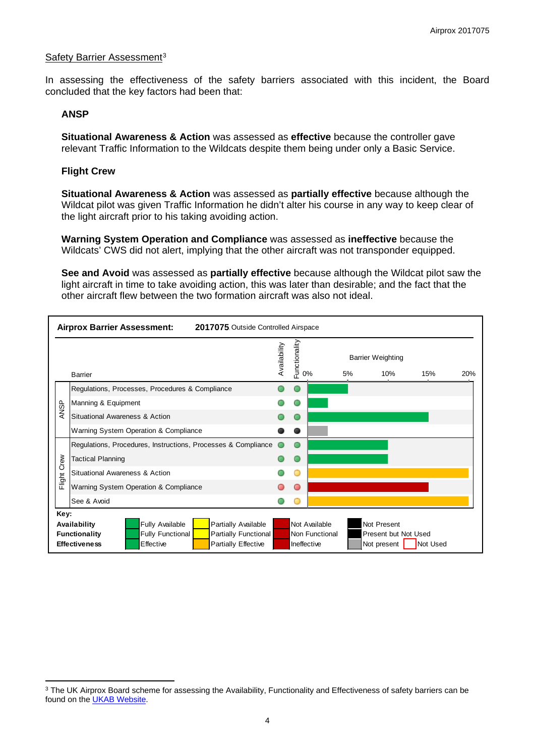## Safety Barrier Assessment[3]

In assessing the effectiveness of the safety barriers associated with this incident, the Board concluded that the key factors had been that:

**ANSP**

**Situational Awareness & Action** was assessed as **effective** because the controller gave relevant Traffic Information to the Wildcats despite them being under only a Basic Service.

**Flight Crew**

**Situational Awareness & Action** was assessed as **partially effective** because although the Wildcat pilot was given Traffic Information he didn't alter his course in any way to keep clear of the light aircraft prior to his taking avoiding action.

**Warning System Operation and Compliance** was assessed as **ineffective** because the Wildcats' CWS did not alert, implying that the other aircraft was not transponder equipped.

**See and Avoid** was assessed as **partially effective** because although the Wildcat pilot saw the light aircraft in time to take avoiding action, this was later than desirable; and the fact that the other aircraft flew between the two formation aircraft was also not ideal.

**Airprox Barrier Assessment:** **2017075** Outside Controlled Airspace

Barrier

Availability

Functionality

Barrier Weighting

0% 5% 10% 15% 20%

ANSP

Regulations, Processes, Procedures & Compliance

Manning & Equipment

Situational Awareness & Action

Warning System Operation & Compliance

Flight Crew

Regulations, Procedures, Instructions, Processes & Compliance

Tactical Planning

Situational Awareness & Action

Warning System Operation & Compliance

See & Avoid

**Key:**

**Availability** Fully Available | Partially Available | Not Available | Not Present

**Functionality** Fully Functional | Partially Functional | Non Functional | Present but Not Used

**Effectiveness** Effective | Partially Effective | Ineffective | Not present | Not Used

---

[3] The UK Airprox Board scheme for assessing the Availability, Functionality and Effectiveness of safety barriers can be found on the UKAB Website.